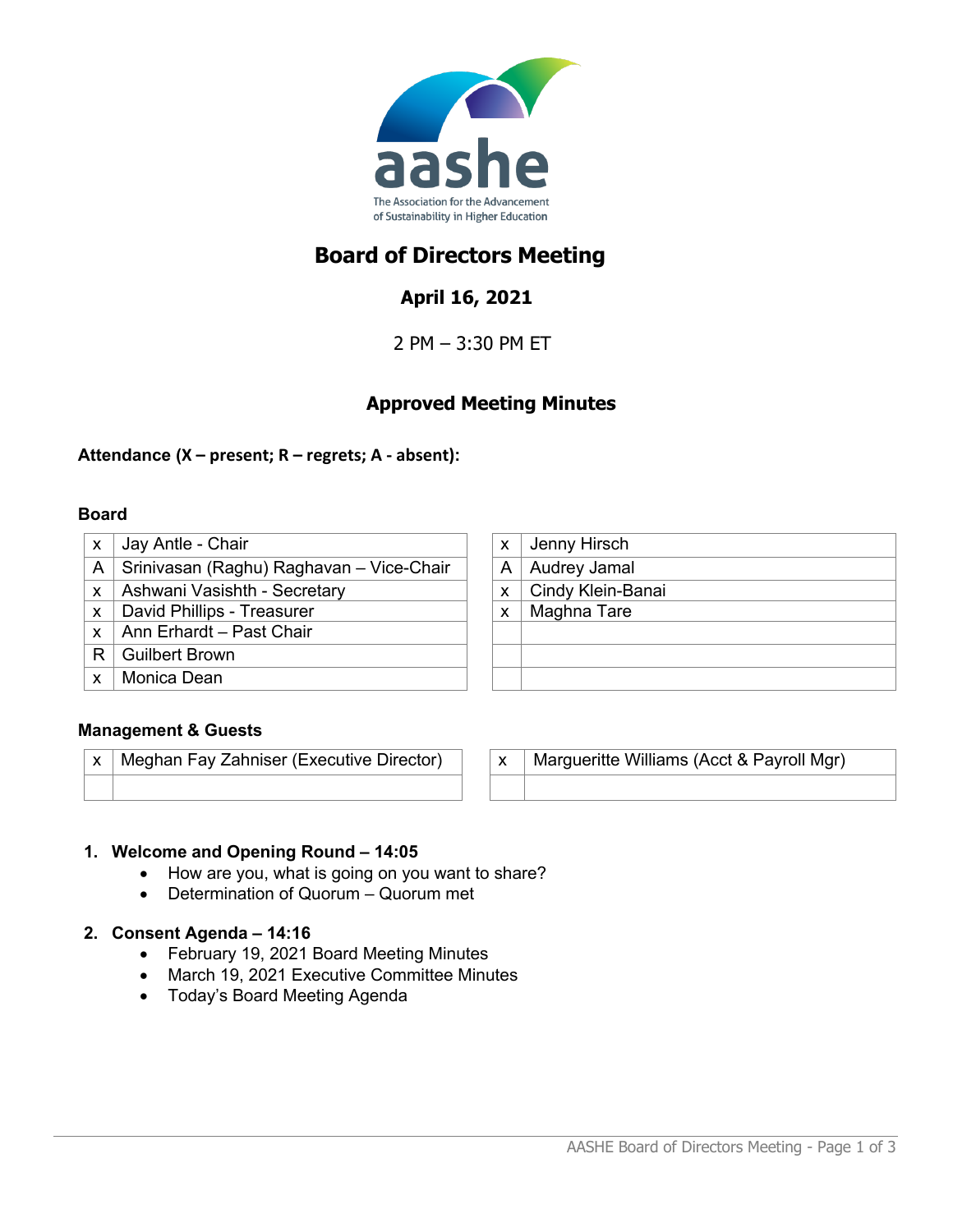aashe

The Association for the Advancement of Sustainability in Higher Education

# Board of Directors Meeting

## April 16, 2021

2 PM – 3:30 PM ET

## Approved Meeting Minutes

**Attendance (X – present; R – regrets; A - absent):**

### Board

| | |
|---|---|
| x | Jay Antle - Chair |
| A | Srinivasan (Raghu) Raghavan – Vice-Chair |
| x | Ashwani Vasishth - Secretary |
| x | David Phillips - Treasurer |
| x | Ann Erhardt – Past Chair |
| R | Guilbert Brown |
| x | Monica Dean |

| | |
|---|---|
| x | Jenny Hirsch |
| A | Audrey Jamal |
| x | Cindy Klein-Banai |
| x | Maghna Tare |
| | |
| | |
| | |

### Management & Guests

| | |
|---|---|
| x | Meghan Fay Zahniser (Executive Director) |
| | |

| | |
|---|---|
| x | Margueritte Williams (Acct & Payroll Mgr) |
| | |

1. **Welcome and Opening Round – 14:05**
   - How are you, what is going on you want to share?
   - Determination of Quorum – Quorum met

2. **Consent Agenda – 14:16**
   - February 19, 2021 Board Meeting Minutes
   - March 19, 2021 Executive Committee Minutes
   - Today's Board Meeting Agenda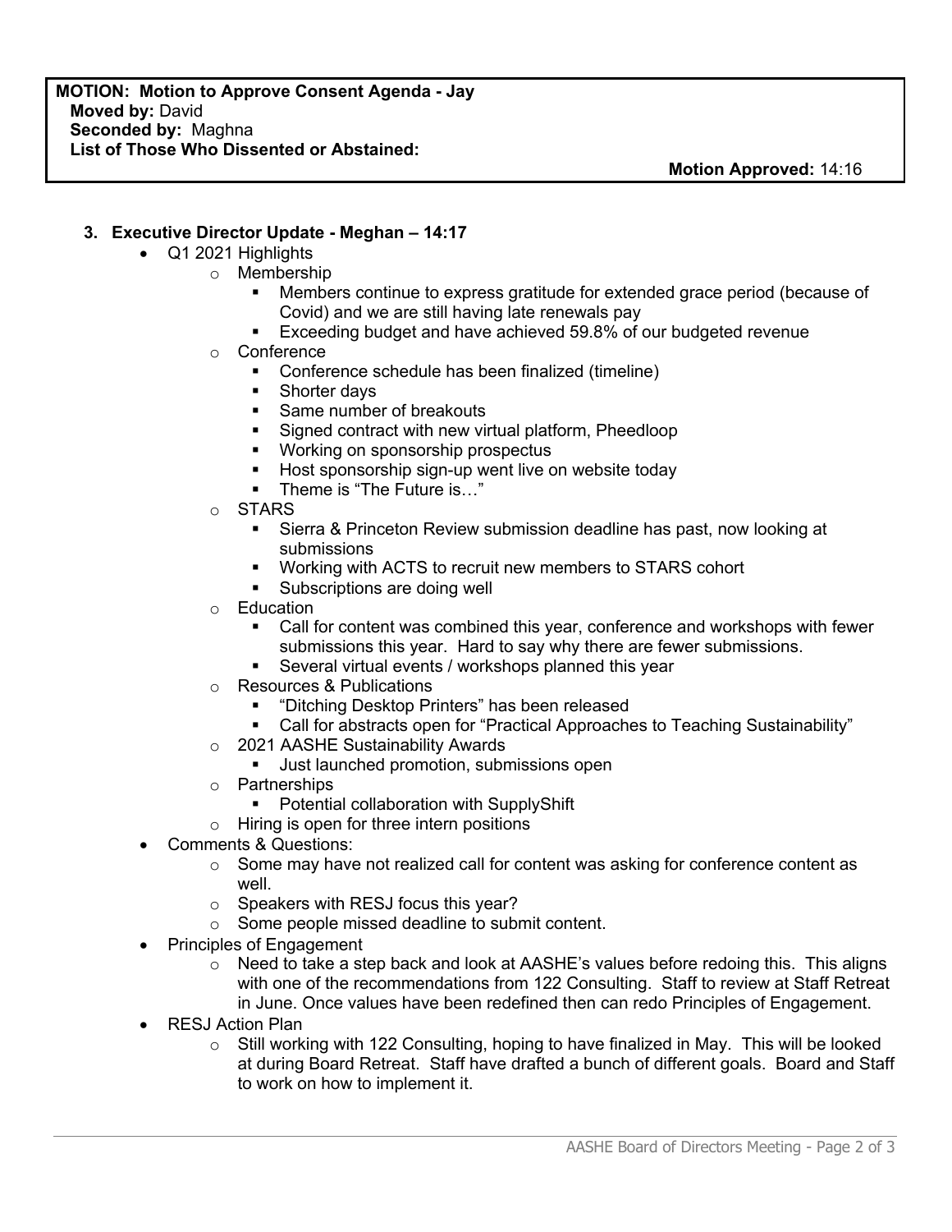**MOTION: Motion to Approve Consent Agenda - Jay**
**Moved by:** David
**Seconded by:** Maghna
**List of Those Who Dissented or Abstained:**

**Motion Approved:** 14:16

### 3. Executive Director Update - Meghan – 14:17

- Q1 2021 Highlights
  - Membership
    - Members continue to express gratitude for extended grace period (because of Covid) and we are still having late renewals pay
    - Exceeding budget and have achieved 59.8% of our budgeted revenue
  - Conference
    - Conference schedule has been finalized (timeline)
    - Shorter days
    - Same number of breakouts
    - Signed contract with new virtual platform, Pheedloop
    - Working on sponsorship prospectus
    - Host sponsorship sign-up went live on website today
    - Theme is "The Future is…"
  - STARS
    - Sierra & Princeton Review submission deadline has past, now looking at submissions
    - Working with ACTS to recruit new members to STARS cohort
    - Subscriptions are doing well
  - Education
    - Call for content was combined this year, conference and workshops with fewer submissions this year. Hard to say why there are fewer submissions.
    - Several virtual events / workshops planned this year
  - Resources & Publications
    - "Ditching Desktop Printers" has been released
    - Call for abstracts open for "Practical Approaches to Teaching Sustainability"
  - 2021 AASHE Sustainability Awards
    - Just launched promotion, submissions open
  - Partnerships
    - Potential collaboration with SupplyShift
  - Hiring is open for three intern positions
- Comments & Questions:
  - Some may have not realized call for content was asking for conference content as well.
  - Speakers with RESJ focus this year?
  - Some people missed deadline to submit content.
- Principles of Engagement
  - Need to take a step back and look at AASHE's values before redoing this. This aligns with one of the recommendations from 122 Consulting. Staff to review at Staff Retreat in June. Once values have been redefined then can redo Principles of Engagement.
- RESJ Action Plan
  - Still working with 122 Consulting, hoping to have finalized in May. This will be looked at during Board Retreat. Staff have drafted a bunch of different goals. Board and Staff to work on how to implement it.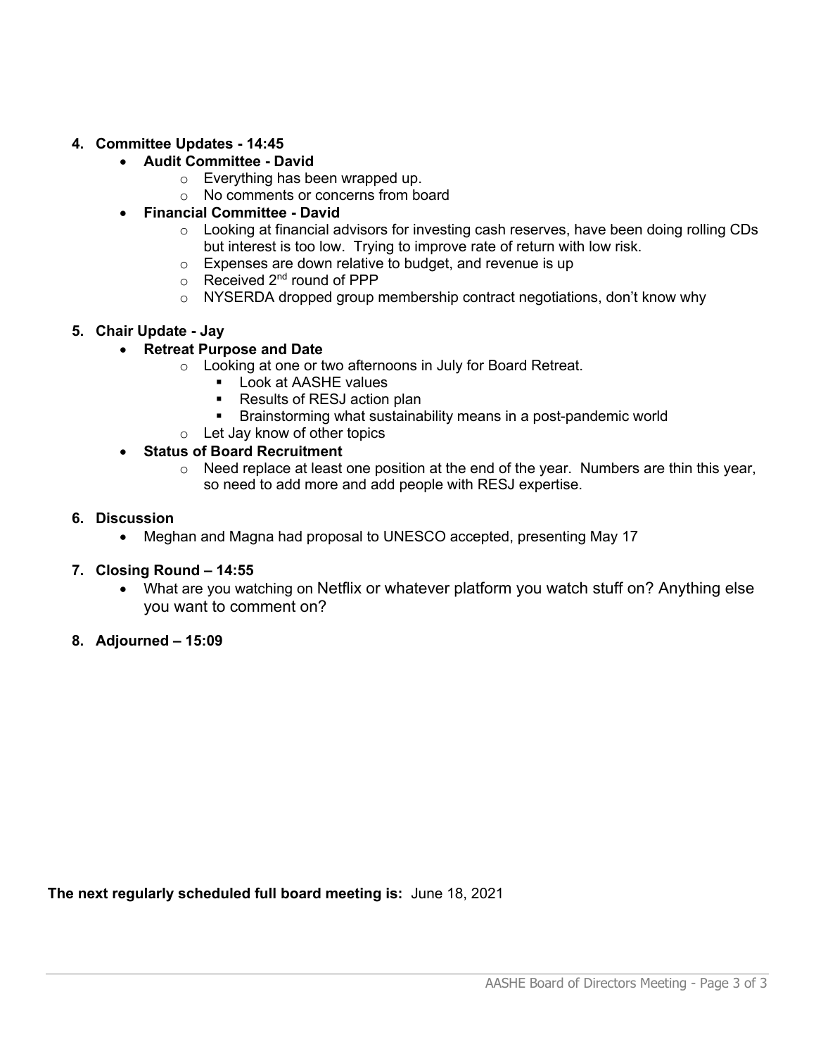4. **Committee Updates - 14:45**
   - **Audit Committee - David**
     - Everything has been wrapped up.
     - No comments or concerns from board
   - **Financial Committee - David**
     - Looking at financial advisors for investing cash reserves, have been doing rolling CDs but interest is too low. Trying to improve rate of return with low risk.
     - Expenses are down relative to budget, and revenue is up
     - Received 2nd round of PPP
     - NYSERDA dropped group membership contract negotiations, don't know why

5. **Chair Update - Jay**
   - **Retreat Purpose and Date**
     - Looking at one or two afternoons in July for Board Retreat.
       - Look at AASHE values
       - Results of RESJ action plan
       - Brainstorming what sustainability means in a post-pandemic world
     - Let Jay know of other topics
   - **Status of Board Recruitment**
     - Need replace at least one position at the end of the year. Numbers are thin this year, so need to add more and add people with RESJ expertise.

6. **Discussion**
   - Meghan and Magna had proposal to UNESCO accepted, presenting May 17

7. **Closing Round – 14:55**
   - What are you watching on Netflix or whatever platform you watch stuff on? Anything else you want to comment on?

8. **Adjourned – 15:09**

**The next regularly scheduled full board meeting is:** June 18, 2021